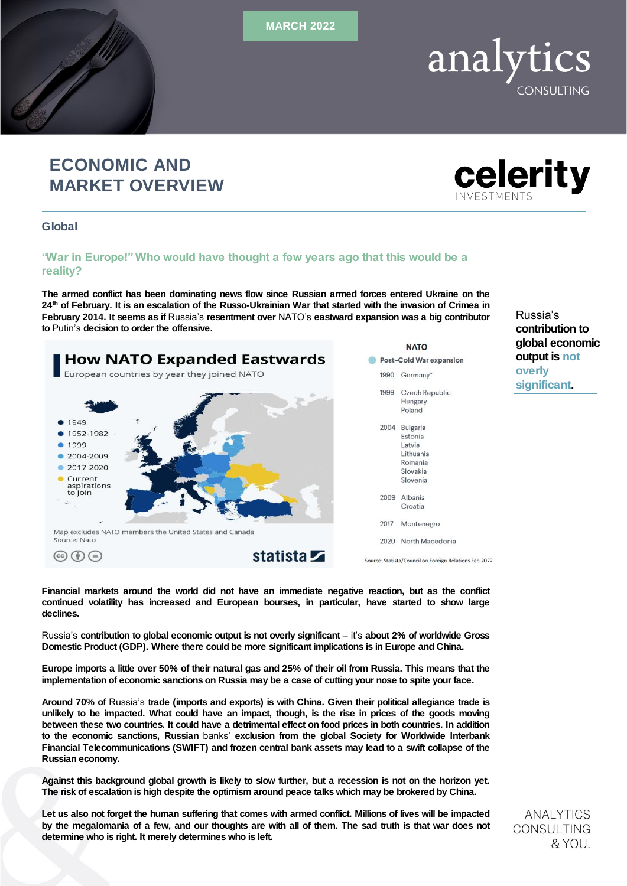MARCH 2022

analytics CONSULTING

# ECONOMIC AND MARKET OVERVIEW

celerity INVESTMENTS

## Global

### "War in Europe!" Who would have thought a few years ago that this would be a reality?

**The armed conflict has been dominating news flow since Russian armed forces entered Ukraine on the 24th of February. It is an escalation of the Russo-Ukrainian War that started with the invasion of Crimea in February 2014. It seems as if** Russia's **resentment over** NATO's **eastward expansion was a big contributor to** Putin's **decision to order the offensive.**

**How NATO Expanded Eastwards**

European countries by year they joined NATO

- 1949
- 1952-1982
- 1999
- 2004-2009
- 2017-2020
- Current aspirations to join

Map excludes NATO members the United States and Canada
Source: Nato

statista

**NATO**

Post-Cold War expansion

| Year | Countries |
|---|---|
| 1990 | Germany* |
| 1999 | Czech Republic, Hungary, Poland |
| 2004 | Bulgaria, Estonia, Latvia, Lithuania, Romania, Slovakia, Slovenia |
| 2009 | Albania, Croatia |
| 2017 | Montenegro |
| 2020 | North Macedonia |

Source: Statista/Council on Foreign Relations Feb 2022

**Financial markets around the world did not have an immediate negative reaction, but as the conflict continued volatility has increased and European bourses, in particular, have started to show large declines.**

Russia's **contribution to global economic output is not overly significant** – it's **about 2% of worldwide Gross Domestic Product (GDP). Where there could be more significant implications is in Europe and China.**

> Russia's **contribution to global economic output is not overly significant.**

**Europe imports a little over 50% of their natural gas and 25% of their oil from Russia. This means that the implementation of economic sanctions on Russia may be a case of cutting your nose to spite your face.**

**Around 70% of** Russia's **trade (imports and exports) is with China. Given their political allegiance trade is unlikely to be impacted. What could have an impact, though, is the rise in prices of the goods moving between these two countries. It could have a detrimental effect on food prices in both countries. In addition to the economic sanctions, Russian** banks' **exclusion from the global Society for Worldwide Interbank Financial Telecommunications (SWIFT) and frozen central bank assets may lead to a swift collapse of the Russian economy.**

**Against this background global growth is likely to slow further, but a recession is not on the horizon yet. The risk of escalation is high despite the optimism around peace talks which may be brokered by China.**

**Let us also not forget the human suffering that comes with armed conflict. Millions of lives will be impacted by the megalomania of a few, and our thoughts are with all of them. The sad truth is that war does not determine who is right. It merely determines who is left.**

ANALYTICS CONSULTING & YOU.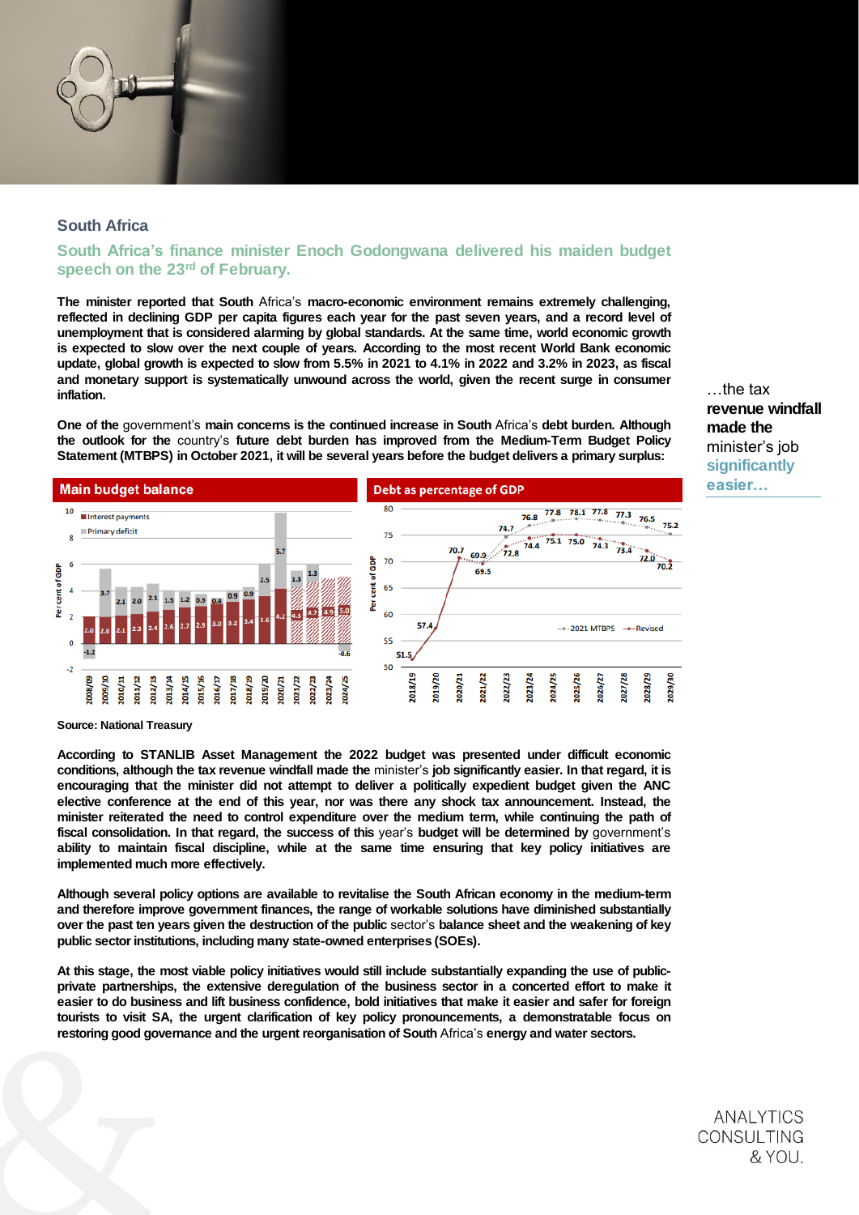## South Africa

### South Africa's finance minister Enoch Godongwana delivered his maiden budget speech on the 23rd of February.

**The minister reported that South Africa's macro-economic environment remains extremely challenging, reflected in declining GDP per capita figures each year for the past seven years, and a record level of unemployment that is considered alarming by global standards. At the same time, world economic growth is expected to slow over the next couple of years. According to the most recent World Bank economic update, global growth is expected to slow from 5.5% in 2021 to 4.1% in 2022 and 3.2% in 2023, as fiscal and monetary support is systematically unwound across the world, given the recent surge in consumer inflation.**

**One of the government's main concerns is the continued increase in South Africa's debt burden. Although the outlook for the country's future debt burden has improved from the Medium-Term Budget Policy Statement (MTBPS) in October 2021, it will be several years before the budget delivers a primary surplus:**

…the tax **revenue windfall made the** minister's job **significantly easier…**

**Main budget balance**

**Debt as percentage of GDP**

**Source: National Treasury**

**According to STANLIB Asset Management the 2022 budget was presented under difficult economic conditions, although the tax revenue windfall made the minister's job significantly easier. In that regard, it is encouraging that the minister did not attempt to deliver a politically expedient budget given the ANC elective conference at the end of this year, nor was there any shock tax announcement. Instead, the minister reiterated the need to control expenditure over the medium term, while continuing the path of fiscal consolidation. In that regard, the success of this year's budget will be determined by government's ability to maintain fiscal discipline, while at the same time ensuring that key policy initiatives are implemented much more effectively.**

**Although several policy options are available to revitalise the South African economy in the medium-term and therefore improve government finances, the range of workable solutions have diminished substantially over the past ten years given the destruction of the public sector's balance sheet and the weakening of key public sector institutions, including many state-owned enterprises (SOEs).**

**At this stage, the most viable policy initiatives would still include substantially expanding the use of public-private partnerships, the extensive deregulation of the business sector in a concerted effort to make it easier to do business and lift business confidence, bold initiatives that make it easier and safer for foreign tourists to visit SA, the urgent clarification of key policy pronouncements, a demonstratable focus on restoring good governance and the urgent reorganisation of South Africa's energy and water sectors.**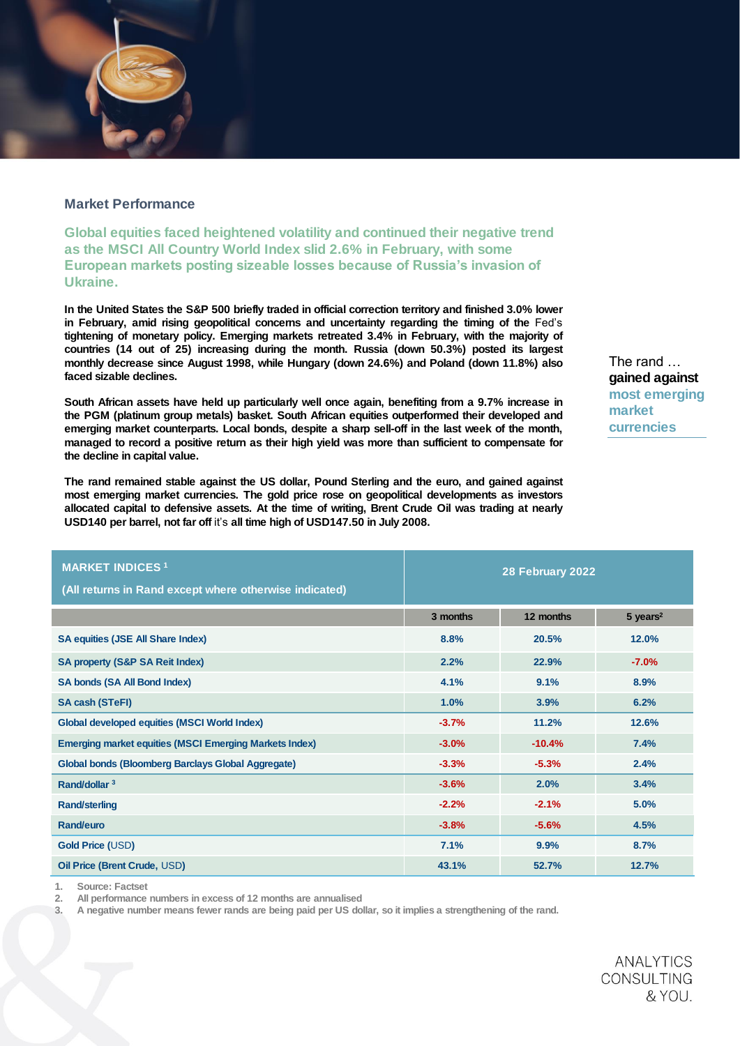## Market Performance

### Global equities faced heightened volatility and continued their negative trend as the MSCI All Country World Index slid 2.6% in February, with some European markets posting sizeable losses because of Russia's invasion of Ukraine.

**In the United States the S&P 500 briefly traded in official correction territory and finished 3.0% lower in February, amid rising geopolitical concerns and uncertainty regarding the timing of the** Fed's **tightening of monetary policy. Emerging markets retreated 3.4% in February, with the majority of countries (14 out of 25) increasing during the month. Russia (down 50.3%) posted its largest monthly decrease since August 1998, while Hungary (down 24.6%) and Poland (down 11.8%) also faced sizable declines.**

**South African assets have held up particularly well once again, benefiting from a 9.7% increase in the PGM (platinum group metals) basket. South African equities outperformed their developed and emerging market counterparts. Local bonds, despite a sharp sell-off in the last week of the month, managed to record a positive return as their high yield was more than sufficient to compensate for the decline in capital value.**

**The rand remained stable against the US dollar, Pound Sterling and the euro, and gained against most emerging market currencies. The gold price rose on geopolitical developments as investors allocated capital to defensive assets. At the time of writing, Brent Crude Oil was trading at nearly USD140 per barrel, not far off** it's **all time high of USD147.50 in July 2008.**

The rand … **gained against** **most emerging market currencies**

| MARKET INDICES [1] (All returns in Rand except where otherwise indicated) | 28 February 2022 | | |
|---|---|---|---|
| | 3 months | 12 months | 5 years[2] |
| SA equities (JSE All Share Index) | 8.8% | 20.5% | 12.0% |
| SA property (S&P SA Reit Index) | 2.2% | 22.9% | -7.0% |
| SA bonds (SA All Bond Index) | 4.1% | 9.1% | 8.9% |
| SA cash (STeFI) | 1.0% | 3.9% | 6.2% |
| Global developed equities (MSCI World Index) | -3.7% | 11.2% | 12.6% |
| Emerging market equities (MSCI Emerging Markets Index) | -3.0% | -10.4% | 7.4% |
| Global bonds (Bloomberg Barclays Global Aggregate) | -3.3% | -5.3% | 2.4% |
| Rand/dollar [3] | -3.6% | 2.0% | 3.4% |
| Rand/sterling | -2.2% | -2.1% | 5.0% |
| Rand/euro | -3.8% | -5.6% | 4.5% |
| Gold Price (USD) | 7.1% | 9.9% | 8.7% |
| Oil Price (Brent Crude, USD) | 43.1% | 52.7% | 12.7% |

1. Source: Factset
2. All performance numbers in excess of 12 months are annualised
3. A negative number means fewer rands are being paid per US dollar, so it implies a strengthening of the rand.

ANALYTICS CONSULTING & YOU.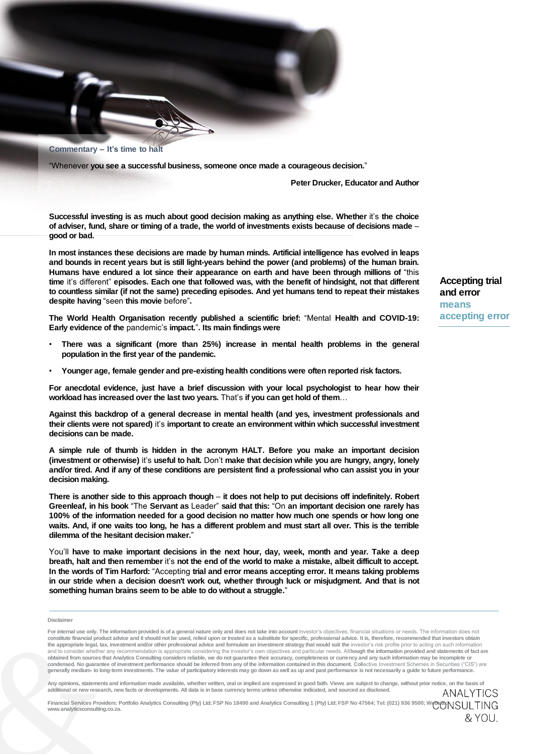## Commentary – It's time to halt

"Whenever **you see a successful business, someone once made a courageous decision.**"

**Peter Drucker, Educator and Author**

**Successful investing is as much about good decision making as anything else. Whether** it's **the choice of adviser, fund, share or timing of a trade, the world of investments exists because of decisions made** – **good or bad.**

**In most instances these decisions are made by human minds. Artificial intelligence has evolved in leaps and bounds in recent years but is still light-years behind the power (and problems) of the human brain. Humans have endured a lot since their appearance on earth and have been through millions of** "this **time** it's different" **episodes. Each one that followed was, with the benefit of hindsight, not that different to countless similar (if not the same) preceding episodes. And yet humans tend to repeat their mistakes despite having** "seen **this movie** before"**.**

**Accepting trial and error means accepting error**

**The World Health Organisation recently published a scientific brief:** "Mental **Health and COVID-19: Early evidence of the** pandemic's **impact.**"**. Its main findings were**

- **There was a significant (more than 25%) increase in mental health problems in the general population in the first year of the pandemic.**
- **Younger age, female gender and pre-existing health conditions were often reported risk factors.**

**For anecdotal evidence, just have a brief discussion with your local psychologist to hear how their workload has increased over the last two years.** That's **if you can get hold of them**…

**Against this backdrop of a general decrease in mental health (and yes, investment professionals and their clients were not spared)** it's **important to create an environment within which successful investment decisions can be made.**

**A simple rule of thumb is hidden in the acronym HALT. Before you make an important decision (investment or otherwise)** it's **useful to halt.** Don't **make that decision while you are hungry, angry, lonely and/or tired. And if any of these conditions are persistent find a professional who can assist you in your decision making.**

**There is another side to this approach though** – **it does not help to put decisions off indefinitely. Robert Greenleaf, in his book** "The **Servant as** Leader" **said that this:** "On **an important decision one rarely has 100% of the information needed for a good decision no matter how much one spends or how long one waits. And, if one waits too long, he has a different problem and must start all over. This is the terrible dilemma of the hesitant decision maker.**"

You'll **have to make important decisions in the next hour, day, week, month and year. Take a deep breath, halt and then remember** it's **not the end of the world to make a mistake, albeit difficult to accept. In the words of Tim Harford:** "Accepting **trial and error means accepting error. It means taking problems in our stride when a decision doesn't work out, whether through luck or misjudgment. And that is not something human brains seem to be able to do without a struggle.**"

**Disclaimer**

**For internal use only. The information provided is of a general nature only and does not take into account** investor's objectives, financial situations or needs. The information does not **constitute financial product advice and it should not be used, relied upon or treated as a substitute for specific, professional advice. It is, therefore, recommended that investors obtain the appropriate legal, tax, investment and/or other professional advice and formulate an investment strategy that would suit the** investor's risk profile prior to acting on such information and to consider whether any recommendation is appropriate considering the investor's own objectives and particular needs. Alt**hough the information provided and statements of fact are obtained from sources that Analytics Consulting considers reliable, we do not guarantee their accuracy, completeness or currency and any such information may be incomplete or condensed. No guarantee of investment performance should be inferred from any of the information contained in this document. Col**lective Investment Schemes in Securities ("CIS") are **generally medium- to long-term investments. The value of participatory interests may go down as well as up and past performance is not necessarily a guide to future performance.**

**Any opinions, statements and information made available, whether written, oral or implied are expressed in good faith. Views are subject to change, without prior notice, on the basis of additional or new research, new facts or developments. All data is in base currency terms unless otherwise indicated, and sourced as disclosed.**

**Financial Services Providers: Portfolio Analytics Consulting (Pty) Ltd; FSP No 18490 and Analytics Consulting 1 (Pty) Ltd; FSP No 47564; Tel: (021) 936 9500; Website: www.analyticsconsulting.co.za.**

ANALYTICS CONSULTING & YOU.